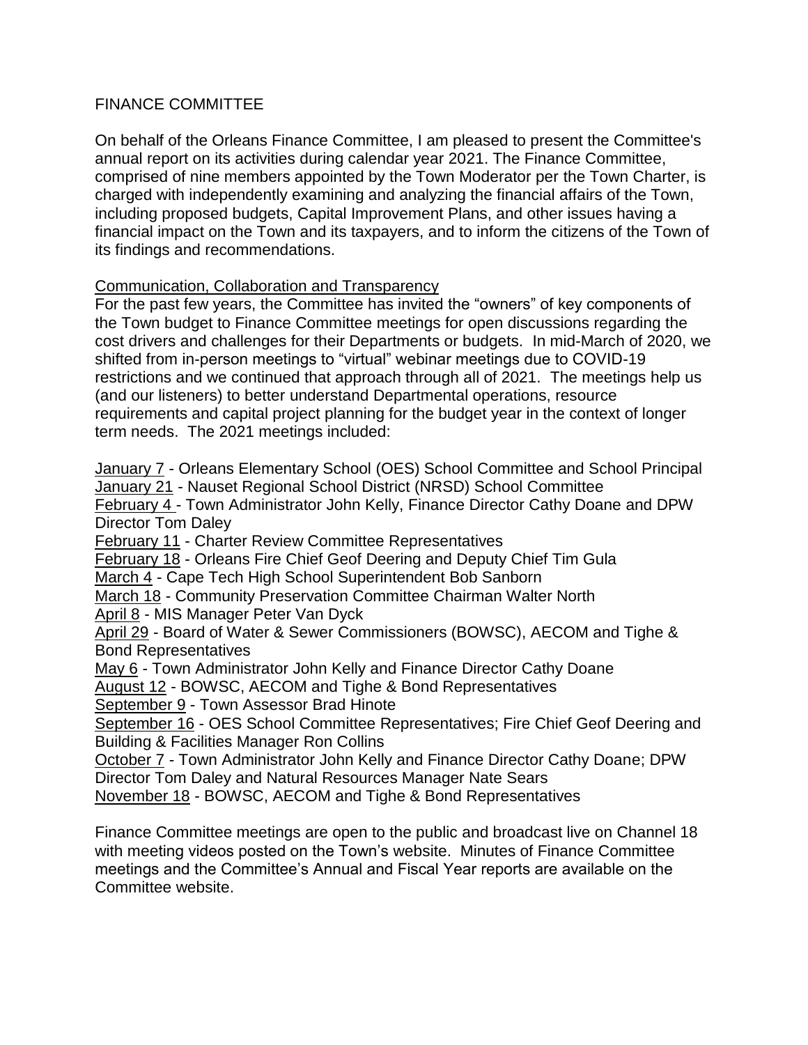# FINANCE COMMITTEE

On behalf of the Orleans Finance Committee, I am pleased to present the Committee's annual report on its activities during calendar year 2021. The Finance Committee, comprised of nine members appointed by the Town Moderator per the Town Charter, is charged with independently examining and analyzing the financial affairs of the Town, including proposed budgets, Capital Improvement Plans, and other issues having a financial impact on the Town and its taxpayers, and to inform the citizens of the Town of its findings and recommendations.

## Communication, Collaboration and Transparency

For the past few years, the Committee has invited the "owners" of key components of the Town budget to Finance Committee meetings for open discussions regarding the cost drivers and challenges for their Departments or budgets. In mid-March of 2020, we shifted from in-person meetings to "virtual" webinar meetings due to COVID-19 restrictions and we continued that approach through all of 2021. The meetings help us (and our listeners) to better understand Departmental operations, resource requirements and capital project planning for the budget year in the context of longer term needs. The 2021 meetings included:

January 7 - Orleans Elementary School (OES) School Committee and School Principal
January 21 - Nauset Regional School District (NRSD) School Committee
February 4 - Town Administrator John Kelly, Finance Director Cathy Doane and DPW Director Tom Daley
February 11 - Charter Review Committee Representatives
February 18 - Orleans Fire Chief Geof Deering and Deputy Chief Tim Gula
March 4 - Cape Tech High School Superintendent Bob Sanborn
March 18 - Community Preservation Committee Chairman Walter North
April 8 - MIS Manager Peter Van Dyck
April 29 - Board of Water & Sewer Commissioners (BOWSC), AECOM and Tighe & Bond Representatives
May 6 - Town Administrator John Kelly and Finance Director Cathy Doane
August 12 - BOWSC, AECOM and Tighe & Bond Representatives
September 9 - Town Assessor Brad Hinote
September 16 - OES School Committee Representatives; Fire Chief Geof Deering and Building & Facilities Manager Ron Collins
October 7 - Town Administrator John Kelly and Finance Director Cathy Doane; DPW Director Tom Daley and Natural Resources Manager Nate Sears
November 18 - BOWSC, AECOM and Tighe & Bond Representatives

Finance Committee meetings are open to the public and broadcast live on Channel 18 with meeting videos posted on the Town's website. Minutes of Finance Committee meetings and the Committee's Annual and Fiscal Year reports are available on the Committee website.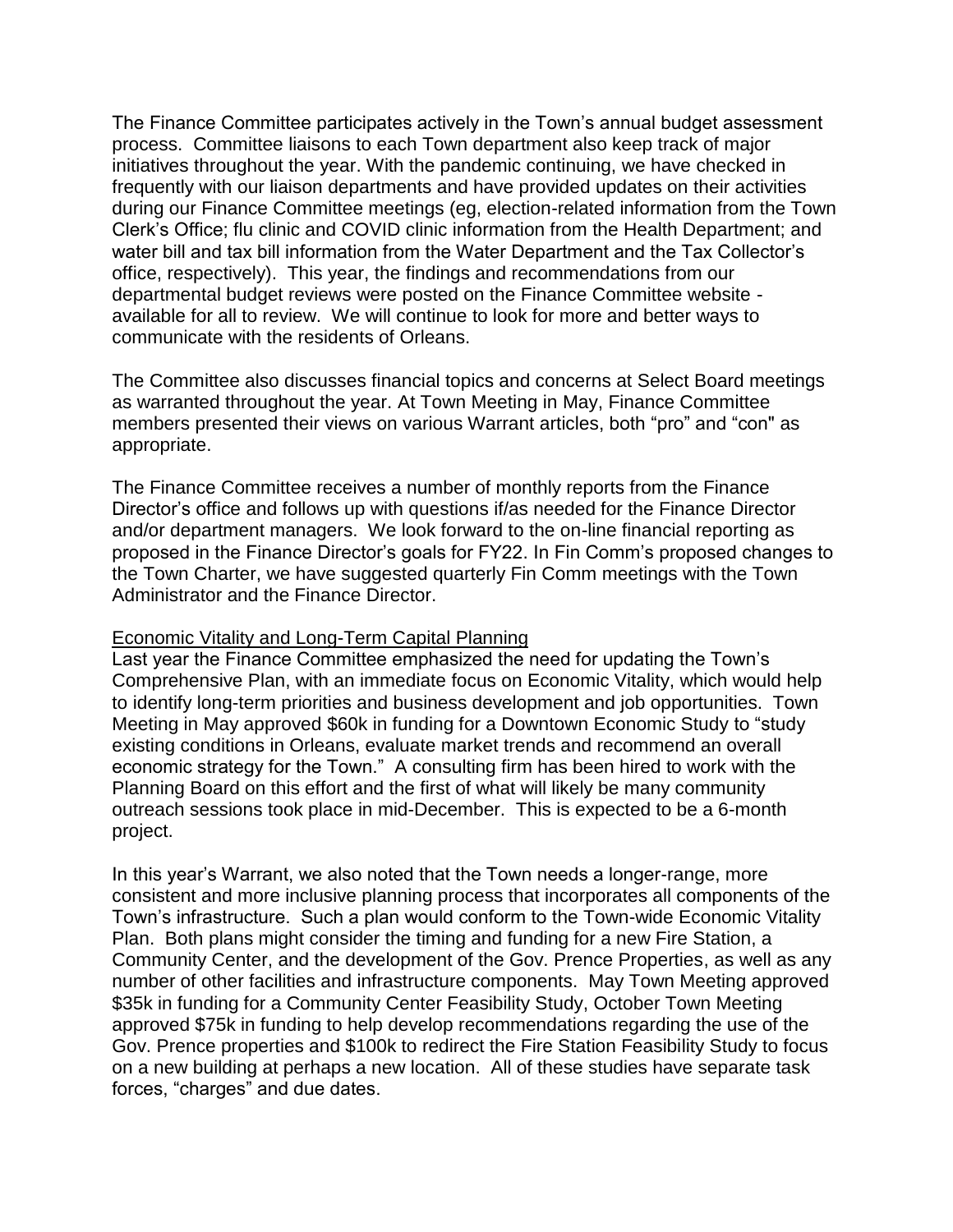The Finance Committee participates actively in the Town's annual budget assessment process. Committee liaisons to each Town department also keep track of major initiatives throughout the year. With the pandemic continuing, we have checked in frequently with our liaison departments and have provided updates on their activities during our Finance Committee meetings (eg, election-related information from the Town Clerk's Office; flu clinic and COVID clinic information from the Health Department; and water bill and tax bill information from the Water Department and the Tax Collector's office, respectively). This year, the findings and recommendations from our departmental budget reviews were posted on the Finance Committee website - available for all to review. We will continue to look for more and better ways to communicate with the residents of Orleans.

The Committee also discusses financial topics and concerns at Select Board meetings as warranted throughout the year. At Town Meeting in May, Finance Committee members presented their views on various Warrant articles, both "pro" and "con" as appropriate.

The Finance Committee receives a number of monthly reports from the Finance Director's office and follows up with questions if/as needed for the Finance Director and/or department managers. We look forward to the on-line financial reporting as proposed in the Finance Director's goals for FY22. In Fin Comm's proposed changes to the Town Charter, we have suggested quarterly Fin Comm meetings with the Town Administrator and the Finance Director.

<u>Economic Vitality and Long-Term Capital Planning</u>

Last year the Finance Committee emphasized the need for updating the Town's Comprehensive Plan, with an immediate focus on Economic Vitality, which would help to identify long-term priorities and business development and job opportunities. Town Meeting in May approved $60k in funding for a Downtown Economic Study to "study existing conditions in Orleans, evaluate market trends and recommend an overall economic strategy for the Town." A consulting firm has been hired to work with the Planning Board on this effort and the first of what will likely be many community outreach sessions took place in mid-December. This is expected to be a 6-month project.

In this year's Warrant, we also noted that the Town needs a longer-range, more consistent and more inclusive planning process that incorporates all components of the Town's infrastructure. Such a plan would conform to the Town-wide Economic Vitality Plan. Both plans might consider the timing and funding for a new Fire Station, a Community Center, and the development of the Gov. Prence Properties, as well as any number of other facilities and infrastructure components. May Town Meeting approved $35k in funding for a Community Center Feasibility Study, October Town Meeting approved $75k in funding to help develop recommendations regarding the use of the Gov. Prence properties and $100k to redirect the Fire Station Feasibility Study to focus on a new building at perhaps a new location. All of these studies have separate task forces, "charges" and due dates.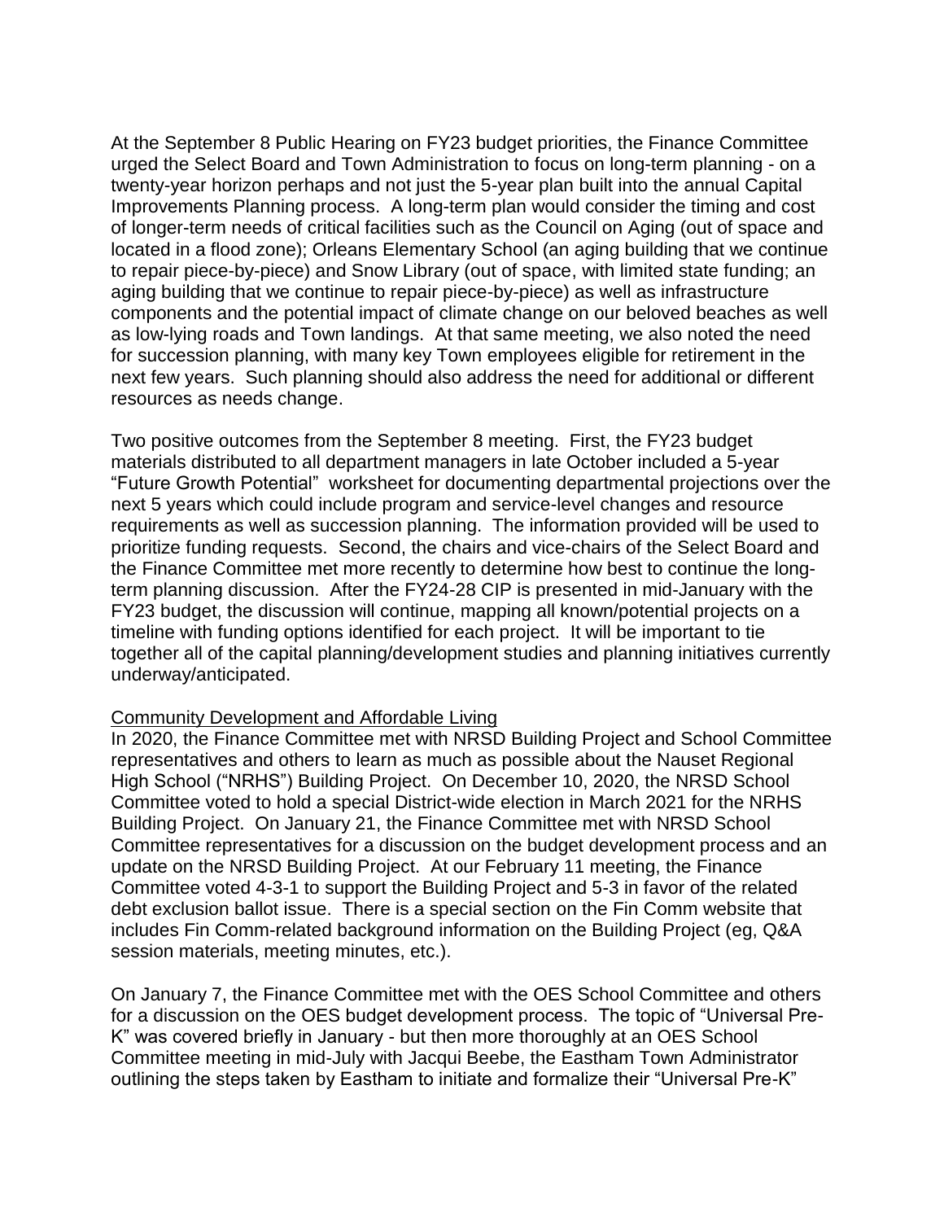At the September 8 Public Hearing on FY23 budget priorities, the Finance Committee urged the Select Board and Town Administration to focus on long-term planning - on a twenty-year horizon perhaps and not just the 5-year plan built into the annual Capital Improvements Planning process. A long-term plan would consider the timing and cost of longer-term needs of critical facilities such as the Council on Aging (out of space and located in a flood zone); Orleans Elementary School (an aging building that we continue to repair piece-by-piece) and Snow Library (out of space, with limited state funding; an aging building that we continue to repair piece-by-piece) as well as infrastructure components and the potential impact of climate change on our beloved beaches as well as low-lying roads and Town landings. At that same meeting, we also noted the need for succession planning, with many key Town employees eligible for retirement in the next few years. Such planning should also address the need for additional or different resources as needs change.

Two positive outcomes from the September 8 meeting. First, the FY23 budget materials distributed to all department managers in late October included a 5-year "Future Growth Potential" worksheet for documenting departmental projections over the next 5 years which could include program and service-level changes and resource requirements as well as succession planning. The information provided will be used to prioritize funding requests. Second, the chairs and vice-chairs of the Select Board and the Finance Committee met more recently to determine how best to continue the long-term planning discussion. After the FY24-28 CIP is presented in mid-January with the FY23 budget, the discussion will continue, mapping all known/potential projects on a timeline with funding options identified for each project. It will be important to tie together all of the capital planning/development studies and planning initiatives currently underway/anticipated.

<u>Community Development and Affordable Living</u>

In 2020, the Finance Committee met with NRSD Building Project and School Committee representatives and others to learn as much as possible about the Nauset Regional High School ("NRHS") Building Project. On December 10, 2020, the NRSD School Committee voted to hold a special District-wide election in March 2021 for the NRHS Building Project. On January 21, the Finance Committee met with NRSD School Committee representatives for a discussion on the budget development process and an update on the NRSD Building Project. At our February 11 meeting, the Finance Committee voted 4-3-1 to support the Building Project and 5-3 in favor of the related debt exclusion ballot issue. There is a special section on the Fin Comm website that includes Fin Comm-related background information on the Building Project (eg, Q&A session materials, meeting minutes, etc.).

On January 7, the Finance Committee met with the OES School Committee and others for a discussion on the OES budget development process. The topic of "Universal Pre-K" was covered briefly in January - but then more thoroughly at an OES School Committee meeting in mid-July with Jacqui Beebe, the Eastham Town Administrator outlining the steps taken by Eastham to initiate and formalize their "Universal Pre-K"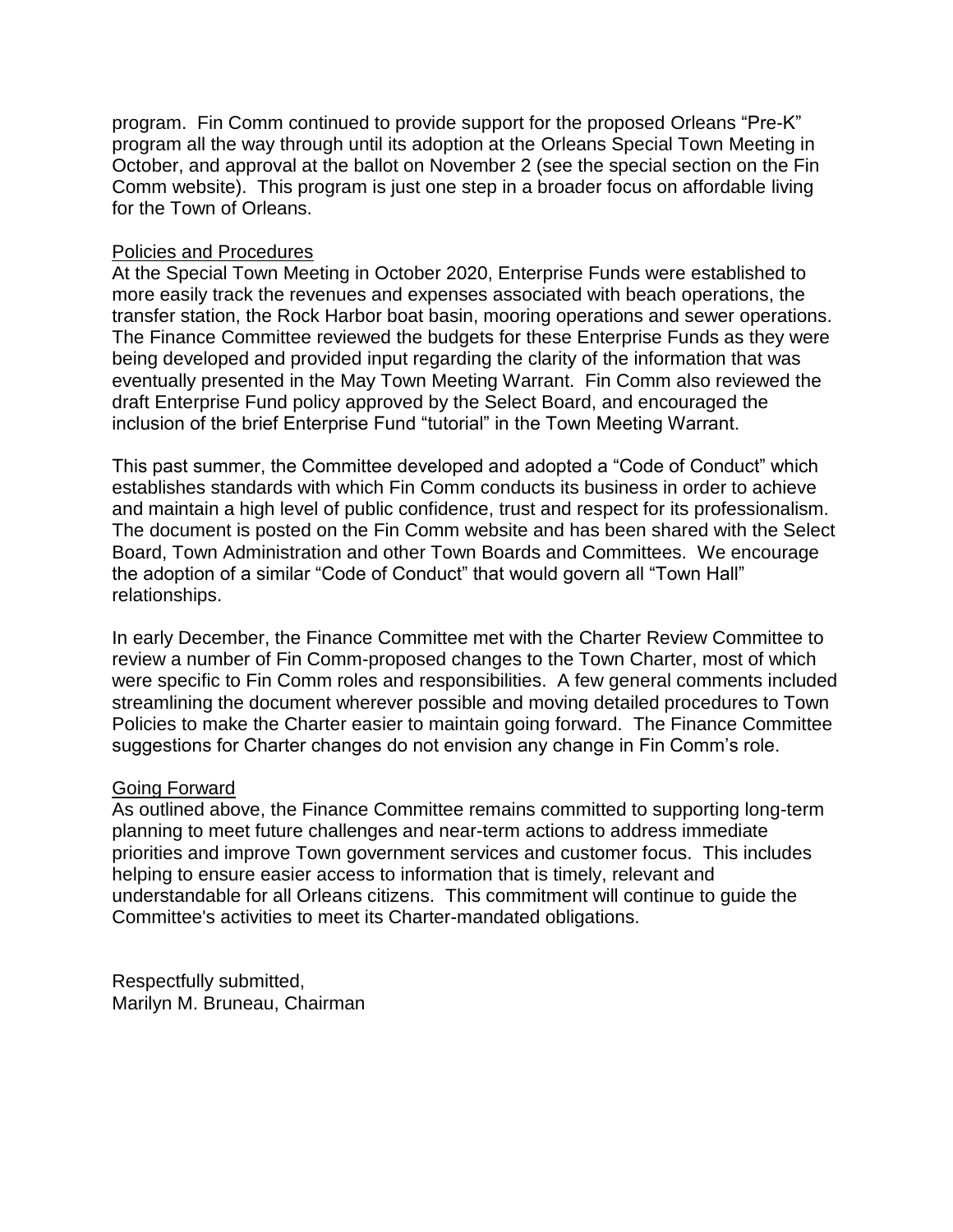program. Fin Comm continued to provide support for the proposed Orleans "Pre-K" program all the way through until its adoption at the Orleans Special Town Meeting in October, and approval at the ballot on November 2 (see the special section on the Fin Comm website). This program is just one step in a broader focus on affordable living for the Town of Orleans.

<u>Policies and Procedures</u>

At the Special Town Meeting in October 2020, Enterprise Funds were established to more easily track the revenues and expenses associated with beach operations, the transfer station, the Rock Harbor boat basin, mooring operations and sewer operations. The Finance Committee reviewed the budgets for these Enterprise Funds as they were being developed and provided input regarding the clarity of the information that was eventually presented in the May Town Meeting Warrant. Fin Comm also reviewed the draft Enterprise Fund policy approved by the Select Board, and encouraged the inclusion of the brief Enterprise Fund "tutorial" in the Town Meeting Warrant.

This past summer, the Committee developed and adopted a "Code of Conduct" which establishes standards with which Fin Comm conducts its business in order to achieve and maintain a high level of public confidence, trust and respect for its professionalism. The document is posted on the Fin Comm website and has been shared with the Select Board, Town Administration and other Town Boards and Committees. We encourage the adoption of a similar "Code of Conduct" that would govern all "Town Hall" relationships.

In early December, the Finance Committee met with the Charter Review Committee to review a number of Fin Comm-proposed changes to the Town Charter, most of which were specific to Fin Comm roles and responsibilities. A few general comments included streamlining the document wherever possible and moving detailed procedures to Town Policies to make the Charter easier to maintain going forward. The Finance Committee suggestions for Charter changes do not envision any change in Fin Comm's role.

<u>Going Forward</u>

As outlined above, the Finance Committee remains committed to supporting long-term planning to meet future challenges and near-term actions to address immediate priorities and improve Town government services and customer focus. This includes helping to ensure easier access to information that is timely, relevant and understandable for all Orleans citizens. This commitment will continue to guide the Committee's activities to meet its Charter-mandated obligations.

Respectfully submitted,
Marilyn M. Bruneau, Chairman